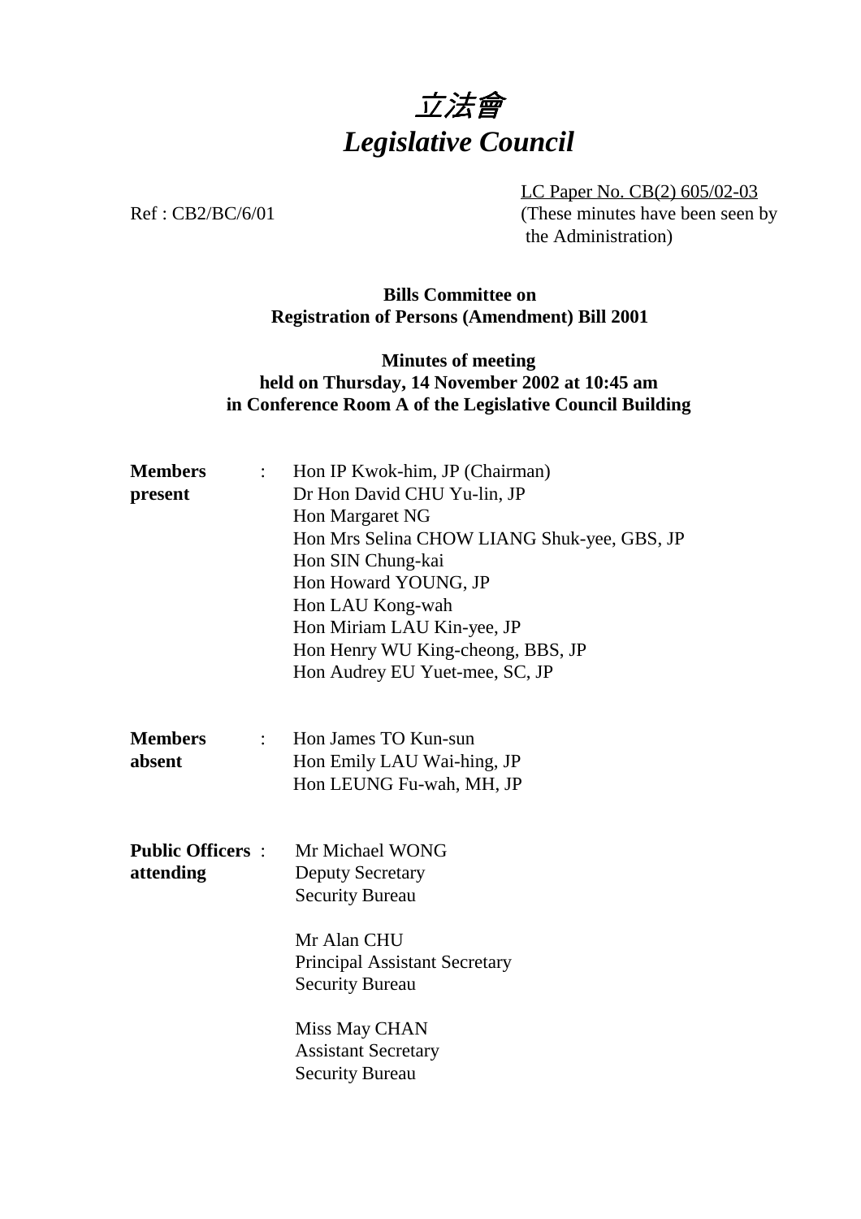# 立法會
# *Legislative Council*

LC Paper No. CB(2) 605/02-03
(These minutes have been seen by the Administration)

Ref : CB2/BC/6/01

**Bills Committee on**
**Registration of Persons (Amendment) Bill 2001**

**Minutes of meeting**
**held on Thursday, 14 November 2002 at 10:45 am**
**in Conference Room A of the Legislative Council Building**

**Members present** :
Hon IP Kwok-him, JP (Chairman)
Dr Hon David CHU Yu-lin, JP
Hon Margaret NG
Hon Mrs Selina CHOW LIANG Shuk-yee, GBS, JP
Hon SIN Chung-kai
Hon Howard YOUNG, JP
Hon LAU Kong-wah
Hon Miriam LAU Kin-yee, JP
Hon Henry WU King-cheong, BBS, JP
Hon Audrey EU Yuet-mee, SC, JP

**Members absent** :
Hon James TO Kun-sun
Hon Emily LAU Wai-hing, JP
Hon LEUNG Fu-wah, MH, JP

**Public Officers attending** :
Mr Michael WONG
Deputy Secretary
Security Bureau

Mr Alan CHU
Principal Assistant Secretary
Security Bureau

Miss May CHAN
Assistant Secretary
Security Bureau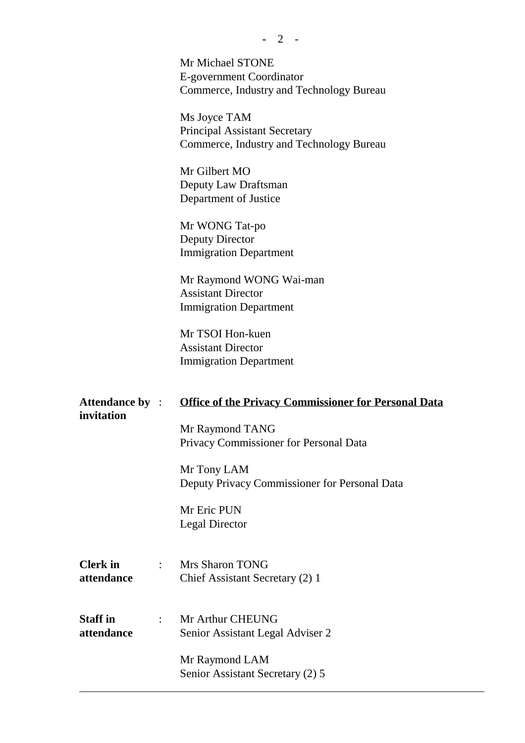Mr Michael STONE
E-government Coordinator
Commerce, Industry and Technology Bureau

Ms Joyce TAM
Principal Assistant Secretary
Commerce, Industry and Technology Bureau

Mr Gilbert MO
Deputy Law Draftsman
Department of Justice

Mr WONG Tat-po
Deputy Director
Immigration Department

Mr Raymond WONG Wai-man
Assistant Director
Immigration Department

Mr TSOI Hon-kuen
Assistant Director
Immigration Department

**Attendance by invitation** :

**<u>Office of the Privacy Commissioner for Personal Data</u>**

Mr Raymond TANG
Privacy Commissioner for Personal Data

Mr Tony LAM
Deputy Privacy Commissioner for Personal Data

Mr Eric PUN
Legal Director

**Clerk in attendance** : Mrs Sharon TONG
Chief Assistant Secretary (2) 1

**Staff in attendance** : Mr Arthur CHEUNG
Senior Assistant Legal Adviser 2

Mr Raymond LAM
Senior Assistant Secretary (2) 5

---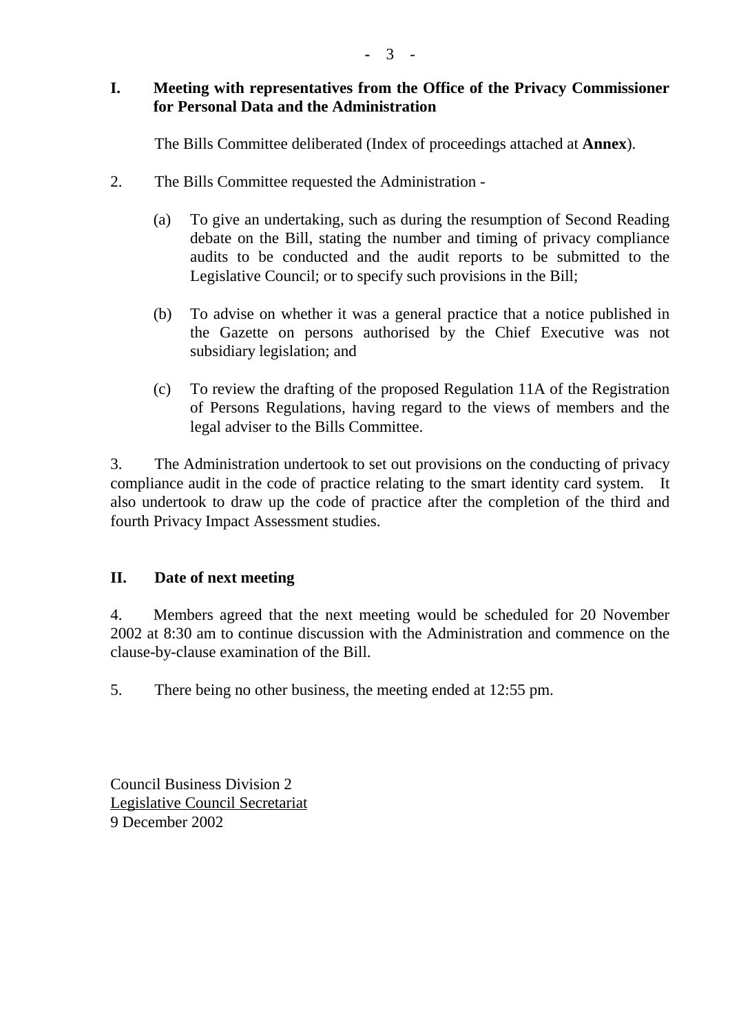## I. Meeting with representatives from the Office of the Privacy Commissioner for Personal Data and the Administration

The Bills Committee deliberated (Index of proceedings attached at **Annex**).

2. The Bills Committee requested the Administration -

   (a) To give an undertaking, such as during the resumption of Second Reading debate on the Bill, stating the number and timing of privacy compliance audits to be conducted and the audit reports to be submitted to the Legislative Council; or to specify such provisions in the Bill;

   (b) To advise on whether it was a general practice that a notice published in the Gazette on persons authorised by the Chief Executive was not subsidiary legislation; and

   (c) To review the drafting of the proposed Regulation 11A of the Registration of Persons Regulations, having regard to the views of members and the legal adviser to the Bills Committee.

3. The Administration undertook to set out provisions on the conducting of privacy compliance audit in the code of practice relating to the smart identity card system. It also undertook to draw up the code of practice after the completion of the third and fourth Privacy Impact Assessment studies.

## II. Date of next meeting

4. Members agreed that the next meeting would be scheduled for 20 November 2002 at 8:30 am to continue discussion with the Administration and commence on the clause-by-clause examination of the Bill.

5. There being no other business, the meeting ended at 12:55 pm.

Council Business Division 2
Legislative Council Secretariat
9 December 2002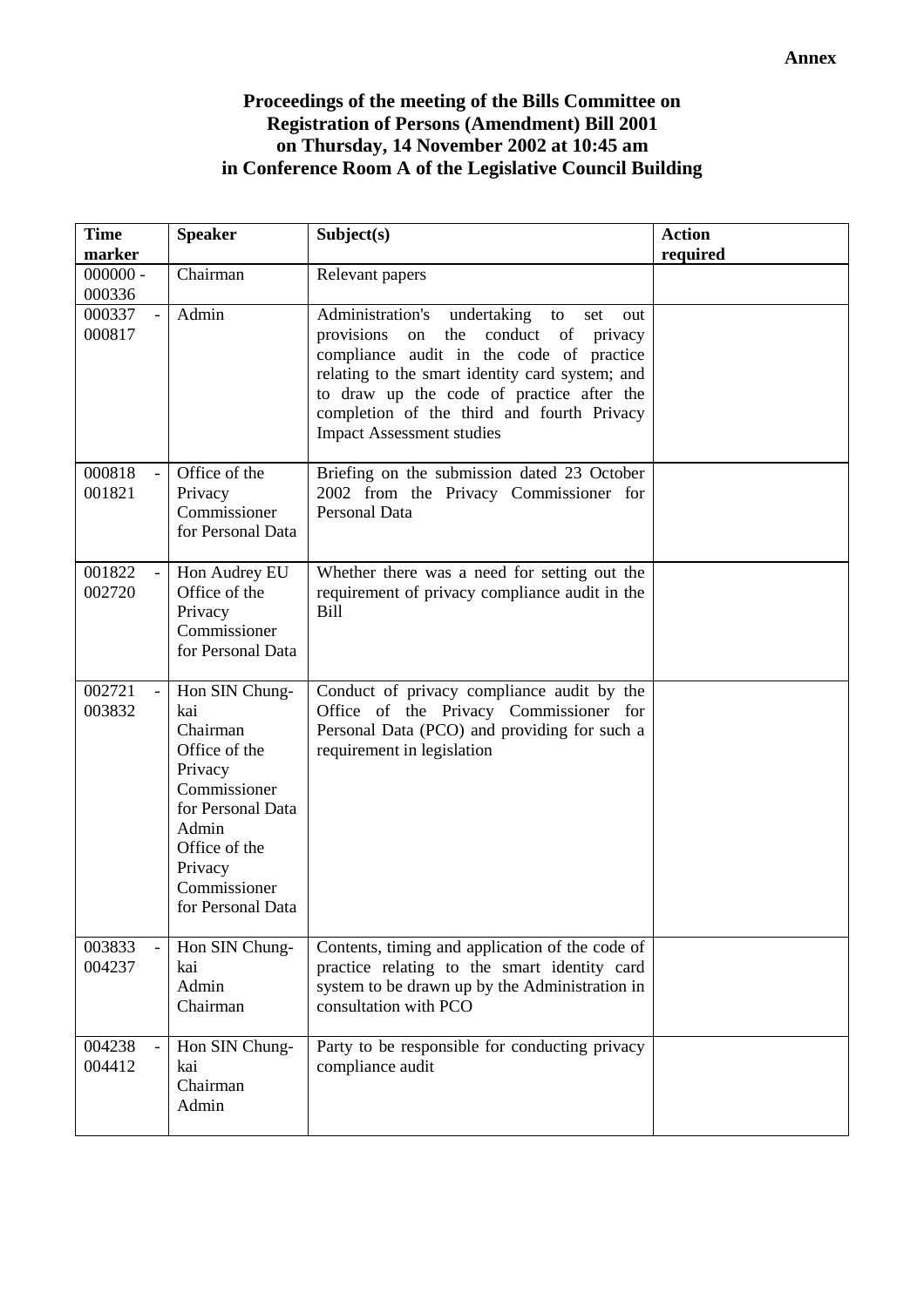**Annex**

# Proceedings of the meeting of the Bills Committee on Registration of Persons (Amendment) Bill 2001 on Thursday, 14 November 2002 at 10:45 am in Conference Room A of the Legislative Council Building

| Time marker | Speaker | Subject(s) | Action required |
|---|---|---|---|
| 000000 - 000336 | Chairman | Relevant papers | |
| 000337 - 000817 | Admin | Administration's undertaking to set out provisions on the conduct of privacy compliance audit in the code of practice relating to the smart identity card system; and to draw up the code of practice after the completion of the third and fourth Privacy Impact Assessment studies | |
| 000818 - 001821 | Office of the Privacy Commissioner for Personal Data | Briefing on the submission dated 23 October 2002 from the Privacy Commissioner for Personal Data | |
| 001822 - 002720 | Hon Audrey EU<br>Office of the Privacy Commissioner for Personal Data | Whether there was a need for setting out the requirement of privacy compliance audit in the Bill | |
| 002721 - 003832 | Hon SIN Chung-kai<br>Chairman<br>Office of the Privacy Commissioner for Personal Data<br>Admin<br>Office of the Privacy Commissioner for Personal Data | Conduct of privacy compliance audit by the Office of the Privacy Commissioner for Personal Data (PCO) and providing for such a requirement in legislation | |
| 003833 - 004237 | Hon SIN Chung-kai<br>Admin<br>Chairman | Contents, timing and application of the code of practice relating to the smart identity card system to be drawn up by the Administration in consultation with PCO | |
| 004238 - 004412 | Hon SIN Chung-kai<br>Chairman<br>Admin | Party to be responsible for conducting privacy compliance audit | |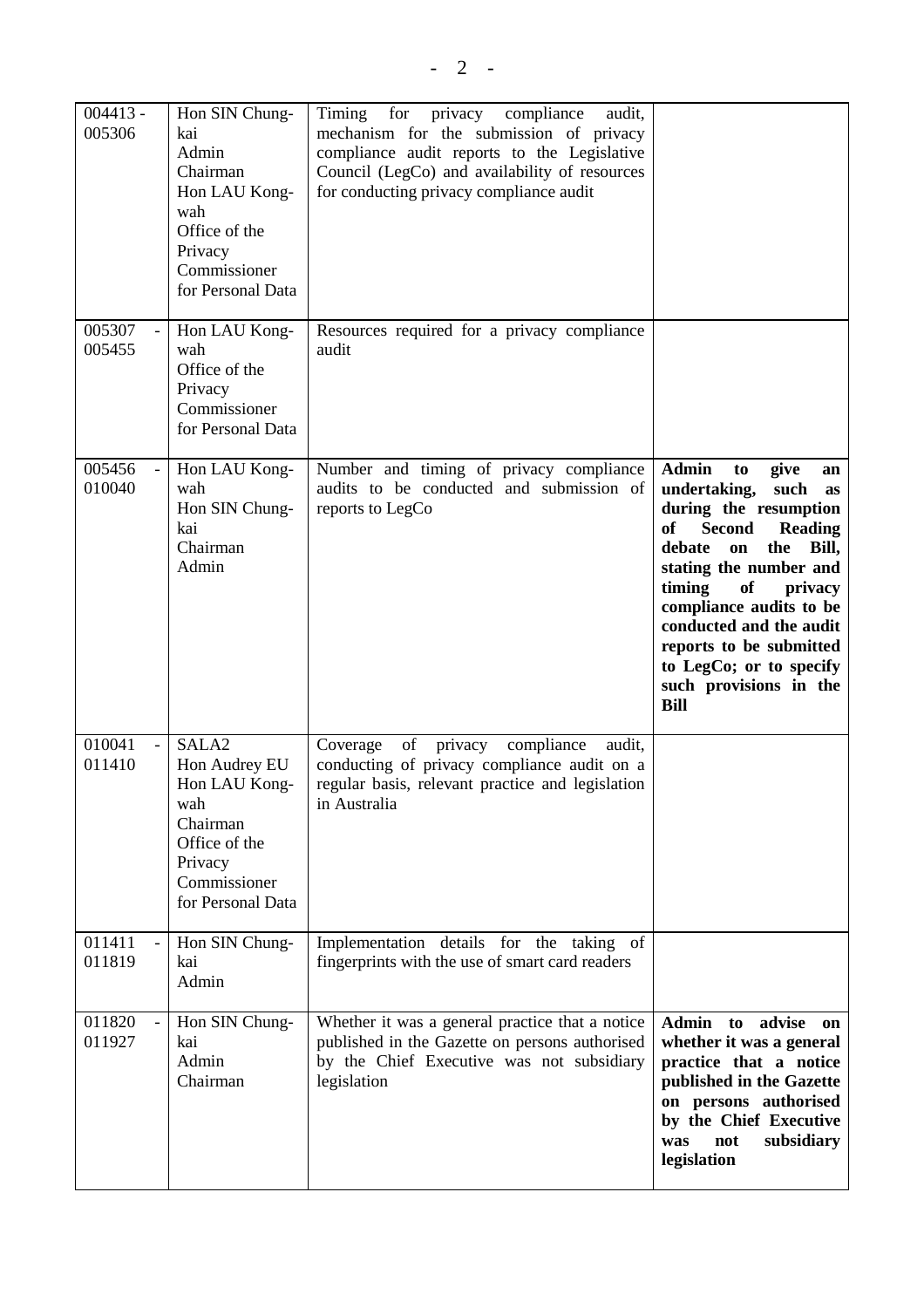| | | | |
|---|---|---|---|
| 004413 - 005306 | Hon SIN Chung-kai<br>Admin<br>Chairman<br>Hon LAU Kong-wah<br>Office of the Privacy Commissioner for Personal Data | Timing for privacy compliance audit, mechanism for the submission of privacy compliance audit reports to the Legislative Council (LegCo) and availability of resources for conducting privacy compliance audit | |
| 005307 - 005455 | Hon LAU Kong-wah<br>Office of the Privacy Commissioner for Personal Data | Resources required for a privacy compliance audit | |
| 005456 - 010040 | Hon LAU Kong-wah<br>Hon SIN Chung-kai<br>Chairman<br>Admin | Number and timing of privacy compliance audits to be conducted and submission of reports to LegCo | **Admin to give an undertaking, such as during the resumption of Second Reading debate on the Bill, stating the number and timing of privacy compliance audits to be conducted and the audit reports to be submitted to LegCo; or to specify such provisions in the Bill** |
| 010041 - 011410 | SALA2<br>Hon Audrey EU<br>Hon LAU Kong-wah<br>Chairman<br>Office of the Privacy Commissioner for Personal Data | Coverage of privacy compliance audit, conducting of privacy compliance audit on a regular basis, relevant practice and legislation in Australia | |
| 011411 - 011819 | Hon SIN Chung-kai<br>Admin | Implementation details for the taking of fingerprints with the use of smart card readers | |
| 011820 - 011927 | Hon SIN Chung-kai<br>Admin<br>Chairman | Whether it was a general practice that a notice published in the Gazette on persons authorised by the Chief Executive was not subsidiary legislation | **Admin to advise on whether it was a general practice that a notice published in the Gazette on persons authorised by the Chief Executive was not subsidiary legislation** |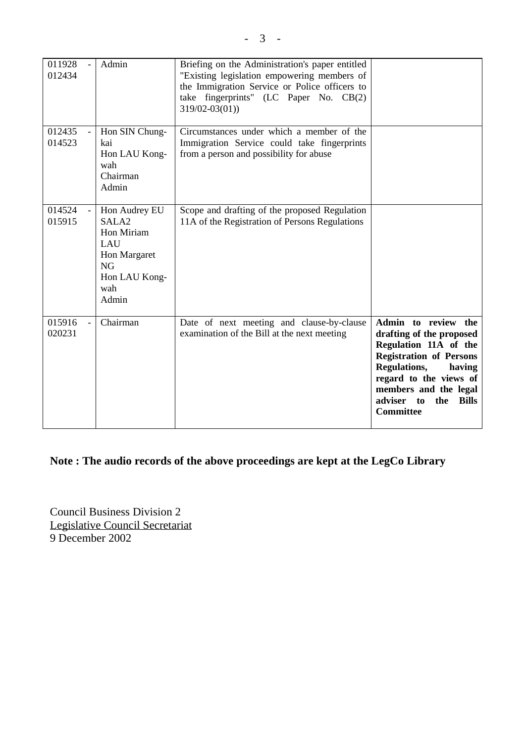| | | | |
|---|---|---|---|
| 011928 - 012434 | Admin | Briefing on the Administration's paper entitled "Existing legislation empowering members of the Immigration Service or Police officers to take fingerprints" (LC Paper No. CB(2) 319/02-03(01)) | |
| 012435 - 014523 | Hon SIN Chung-kai<br>Hon LAU Kong-wah<br>Chairman<br>Admin | Circumstances under which a member of the Immigration Service could take fingerprints from a person and possibility for abuse | |
| 014524 - 015915 | Hon Audrey EU<br>SALA2<br>Hon Miriam LAU<br>Hon Margaret NG<br>Hon LAU Kong-wah<br>Admin | Scope and drafting of the proposed Regulation 11A of the Registration of Persons Regulations | |
| 015916 - 020231 | Chairman | Date of next meeting and clause-by-clause examination of the Bill at the next meeting | **Admin to review the drafting of the proposed Regulation 11A of the Registration of Persons Regulations, having regard to the views of members and the legal adviser to the Bills Committee** |

**Note : The audio records of the above proceedings are kept at the LegCo Library**

Council Business Division 2
Legislative Council Secretariat
9 December 2002